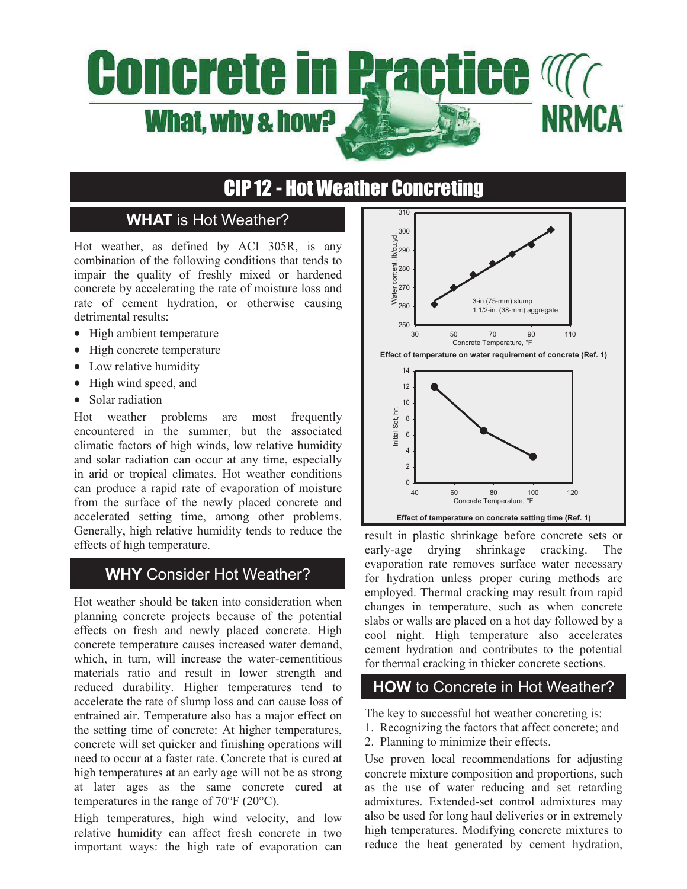# Concrete in Practice

## What, why & how?

NRMCA

# CIP 12 - Hot Weather Concreting

## WHAT is Hot Weather?

Hot weather, as defined by ACI 305R, is any combination of the following conditions that tends to impair the quality of freshly mixed or hardened concrete by accelerating the rate of moisture loss and rate of cement hydration, or otherwise causing detrimental results:

- High ambient temperature
- High concrete temperature
- Low relative humidity
- High wind speed, and
- Solar radiation

Hot weather problems are most frequently encountered in the summer, but the associated climatic factors of high winds, low relative humidity and solar radiation can occur at any time, especially in arid or tropical climates. Hot weather conditions can produce a rapid rate of evaporation of moisture from the surface of the newly placed concrete and accelerated setting time, among other problems. Generally, high relative humidity tends to reduce the effects of high temperature.

## WHY Consider Hot Weather?

Hot weather should be taken into consideration when planning concrete projects because of the potential effects on fresh and newly placed concrete. High concrete temperature causes increased water demand, which, in turn, will increase the water-cementitious materials ratio and result in lower strength and reduced durability. Higher temperatures tend to accelerate the rate of slump loss and can cause loss of entrained air. Temperature also has a major effect on the setting time of concrete: At higher temperatures, concrete will set quicker and finishing operations will need to occur at a faster rate. Concrete that is cured at high temperatures at an early age will not be as strong at later ages as the same concrete cured at temperatures in the range of 70°F (20°C).

High temperatures, high wind velocity, and low relative humidity can affect fresh concrete in two important ways: the high rate of evaporation can result in plastic shrinkage before concrete sets or early-age drying shrinkage cracking. The evaporation rate removes surface water necessary for hydration unless proper curing methods are employed. Thermal cracking may result from rapid changes in temperature, such as when concrete slabs or walls are placed on a hot day followed by a cool night. High temperature also accelerates cement hydration and contributes to the potential for thermal cracking in thicker concrete sections.

**Effect of temperature on water requirement of concrete (Ref. 1)**

**Effect of temperature on concrete setting time (Ref. 1)**

## HOW to Concrete in Hot Weather?

The key to successful hot weather concreting is:

1. Recognizing the factors that affect concrete; and
2. Planning to minimize their effects.

Use proven local recommendations for adjusting concrete mixture composition and proportions, such as the use of water reducing and set retarding admixtures. Extended-set control admixtures may also be used for long haul deliveries or in extremely high temperatures. Modifying concrete mixtures to reduce the heat generated by cement hydration,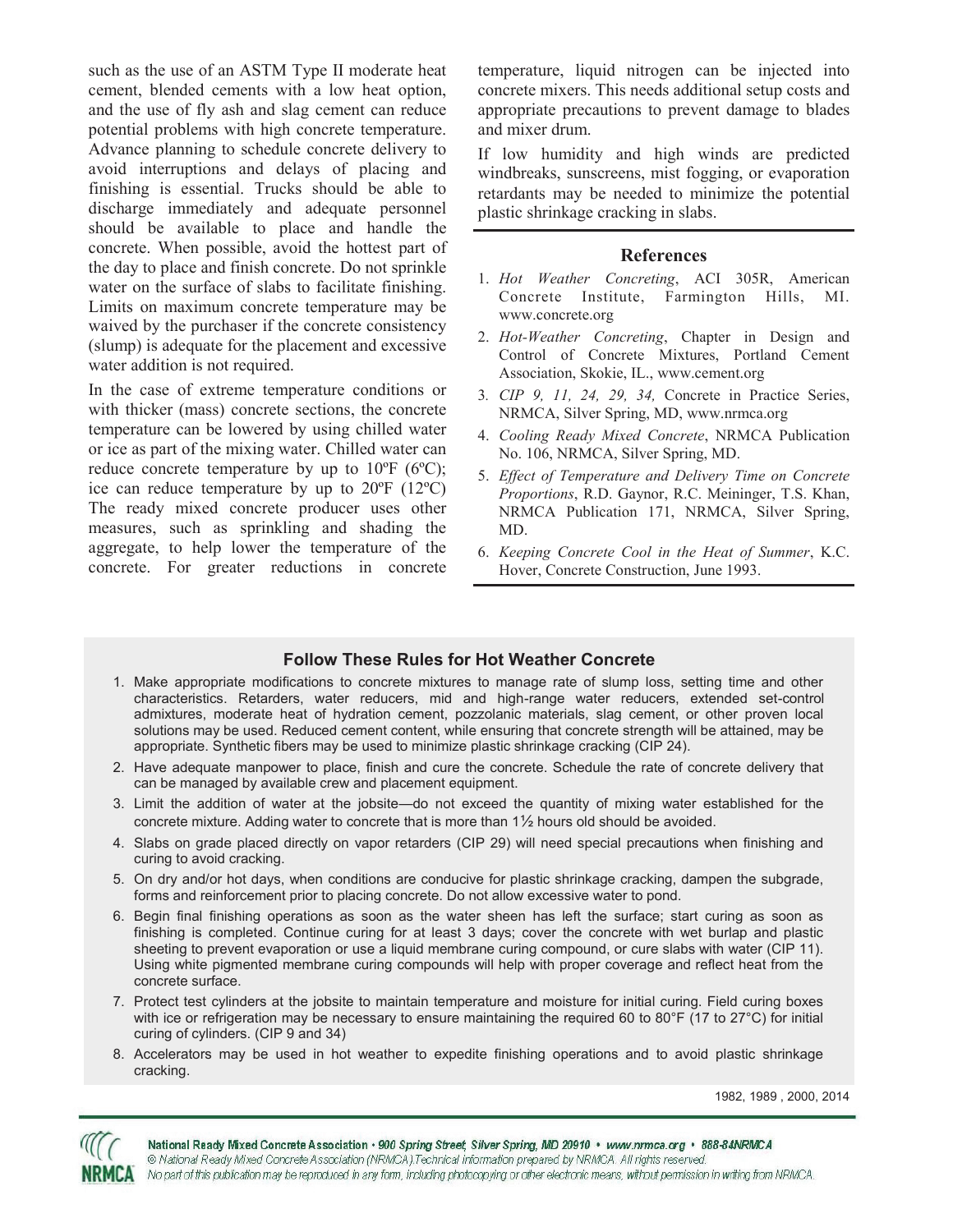such as the use of an ASTM Type II moderate heat cement, blended cements with a low heat option, and the use of fly ash and slag cement can reduce potential problems with high concrete temperature. Advance planning to schedule concrete delivery to avoid interruptions and delays of placing and finishing is essential. Trucks should be able to discharge immediately and adequate personnel should be available to place and handle the concrete. When possible, avoid the hottest part of the day to place and finish concrete. Do not sprinkle water on the surface of slabs to facilitate finishing. Limits on maximum concrete temperature may be waived by the purchaser if the concrete consistency (slump) is adequate for the placement and excessive water addition is not required.

In the case of extreme temperature conditions or with thicker (mass) concrete sections, the concrete temperature can be lowered by using chilled water or ice as part of the mixing water. Chilled water can reduce concrete temperature by up to 10ºF (6ºC); ice can reduce temperature by up to 20ºF (12ºC) The ready mixed concrete producer uses other measures, such as sprinkling and shading the aggregate, to help lower the temperature of the concrete. For greater reductions in concrete temperature, liquid nitrogen can be injected into concrete mixers. This needs additional setup costs and appropriate precautions to prevent damage to blades and mixer drum.

If low humidity and high winds are predicted windbreaks, sunscreens, mist fogging, or evaporation retardants may be needed to minimize the potential plastic shrinkage cracking in slabs.

## References

1. *Hot Weather Concreting*, ACI 305R, American Concrete Institute, Farmington Hills, MI. www.concrete.org
2. *Hot-Weather Concreting*, Chapter in Design and Control of Concrete Mixtures, Portland Cement Association, Skokie, IL., www.cement.org
3. *CIP 9, 11, 24, 29, 34,* Concrete in Practice Series, NRMCA, Silver Spring, MD, www.nrmca.org
4. *Cooling Ready Mixed Concrete*, NRMCA Publication No. 106, NRMCA, Silver Spring, MD.
5. *Effect of Temperature and Delivery Time on Concrete Proportions*, R.D. Gaynor, R.C. Meininger, T.S. Khan, NRMCA Publication 171, NRMCA, Silver Spring, MD.
6. *Keeping Concrete Cool in the Heat of Summer*, K.C. Hover, Concrete Construction, June 1993.

## Follow These Rules for Hot Weather Concrete

1. Make appropriate modifications to concrete mixtures to manage rate of slump loss, setting time and other characteristics. Retarders, water reducers, mid and high-range water reducers, extended set-control admixtures, moderate heat of hydration cement, pozzolanic materials, slag cement, or other proven local solutions may be used. Reduced cement content, while ensuring that concrete strength will be attained, may be appropriate. Synthetic fibers may be used to minimize plastic shrinkage cracking (CIP 24).
2. Have adequate manpower to place, finish and cure the concrete. Schedule the rate of concrete delivery that can be managed by available crew and placement equipment.
3. Limit the addition of water at the jobsite—do not exceed the quantity of mixing water established for the concrete mixture. Adding water to concrete that is more than 1½ hours old should be avoided.
4. Slabs on grade placed directly on vapor retarders (CIP 29) will need special precautions when finishing and curing to avoid cracking.
5. On dry and/or hot days, when conditions are conducive for plastic shrinkage cracking, dampen the subgrade, forms and reinforcement prior to placing concrete. Do not allow excessive water to pond.
6. Begin final finishing operations as soon as the water sheen has left the surface; start curing as soon as finishing is completed. Continue curing for at least 3 days; cover the concrete with wet burlap and plastic sheeting to prevent evaporation or use a liquid membrane curing compound, or cure slabs with water (CIP 11). Using white pigmented membrane curing compounds will help with proper coverage and reflect heat from the concrete surface.
7. Protect test cylinders at the jobsite to maintain temperature and moisture for initial curing. Field curing boxes with ice or refrigeration may be necessary to ensure maintaining the required 60 to 80°F (17 to 27°C) for initial curing of cylinders. (CIP 9 and 34)
8. Accelerators may be used in hot weather to expedite finishing operations and to avoid plastic shrinkage cracking.

1982, 1989 , 2000, 2014

National Ready Mixed Concrete Association • 900 Spring Street, Silver Spring, MD 20910 • www.nrmca.org • 888-84NRMCA
© National Ready Mixed Concrete Association (NRMCA).Technical information prepared by NRMCA. All rights reserved.
No part of this publication may be reproduced in any form, including photocopying or other electronic means, without permission in writing from NRMCA.